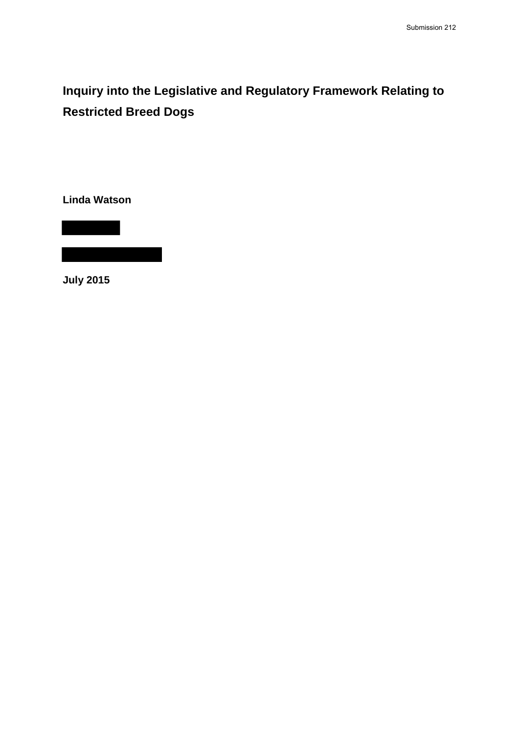# Inquiry into the Legislative and Regulatory Framework Relating to Restricted Breed Dogs

**Linda Watson**

**July 2015**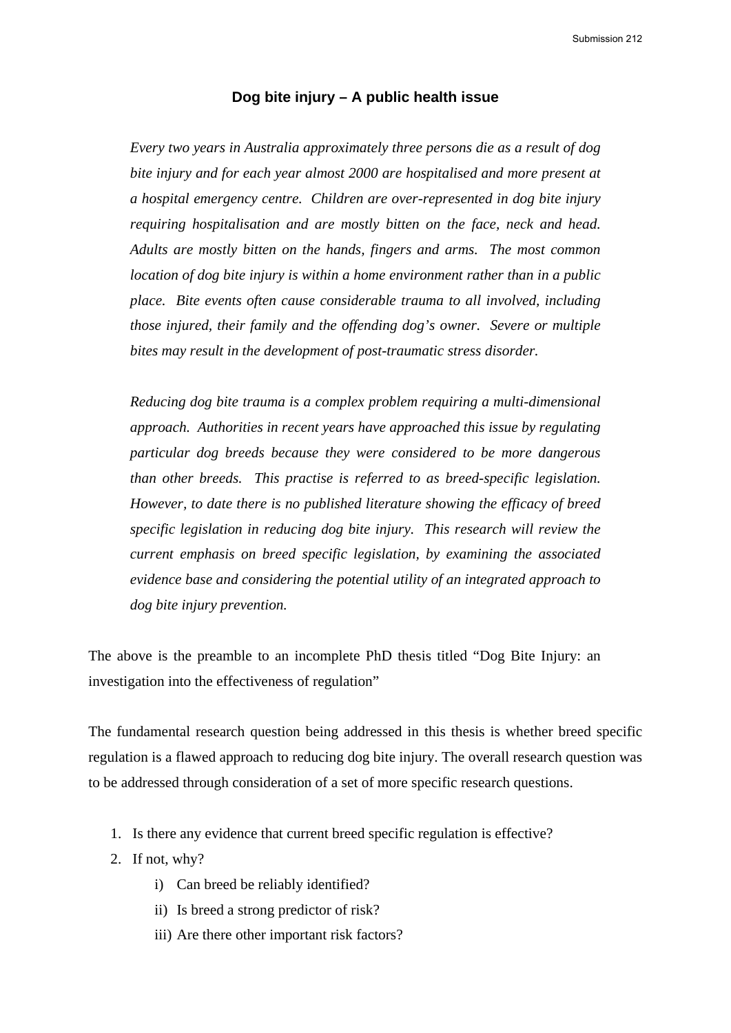# Dog bite injury – A public health issue

*Every two years in Australia approximately three persons die as a result of dog bite injury and for each year almost 2000 are hospitalised and more present at a hospital emergency centre. Children are over-represented in dog bite injury requiring hospitalisation and are mostly bitten on the face, neck and head. Adults are mostly bitten on the hands, fingers and arms. The most common location of dog bite injury is within a home environment rather than in a public place. Bite events often cause considerable trauma to all involved, including those injured, their family and the offending dog's owner. Severe or multiple bites may result in the development of post-traumatic stress disorder.*

*Reducing dog bite trauma is a complex problem requiring a multi-dimensional approach. Authorities in recent years have approached this issue by regulating particular dog breeds because they were considered to be more dangerous than other breeds. This practise is referred to as breed-specific legislation. However, to date there is no published literature showing the efficacy of breed specific legislation in reducing dog bite injury. This research will review the current emphasis on breed specific legislation, by examining the associated evidence base and considering the potential utility of an integrated approach to dog bite injury prevention.*

The above is the preamble to an incomplete PhD thesis titled "Dog Bite Injury: an investigation into the effectiveness of regulation"

The fundamental research question being addressed in this thesis is whether breed specific regulation is a flawed approach to reducing dog bite injury. The overall research question was to be addressed through consideration of a set of more specific research questions.

1. Is there any evidence that current breed specific regulation is effective?
2. If not, why?
   i) Can breed be reliably identified?
   ii) Is breed a strong predictor of risk?
   iii) Are there other important risk factors?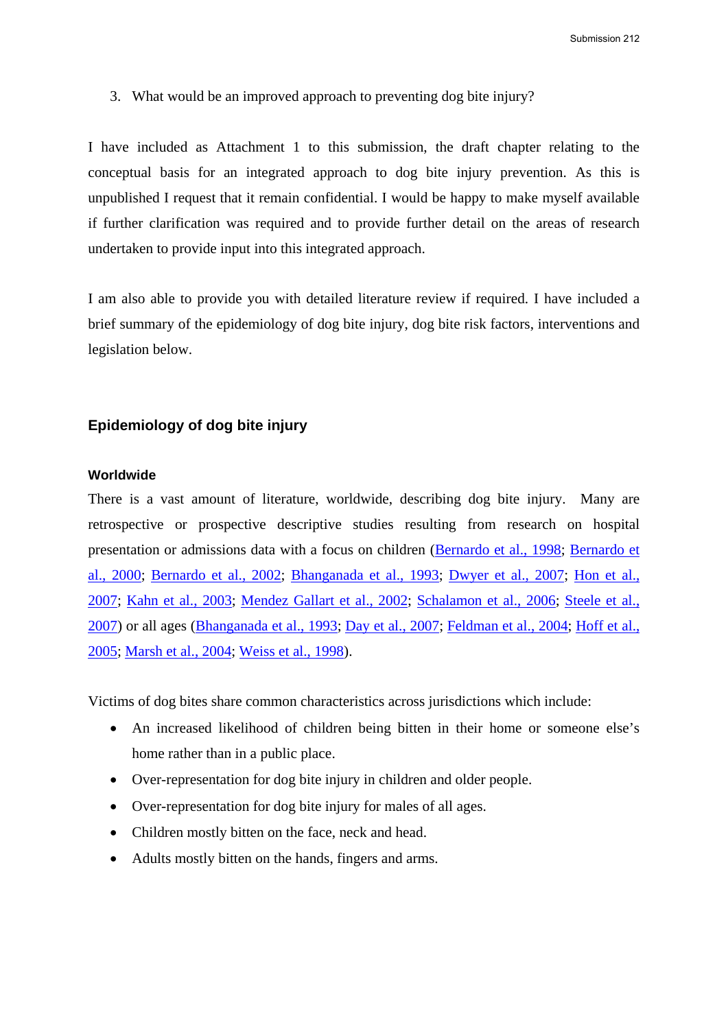3. What would be an improved approach to preventing dog bite injury?

I have included as Attachment 1 to this submission, the draft chapter relating to the conceptual basis for an integrated approach to dog bite injury prevention. As this is unpublished I request that it remain confidential. I would be happy to make myself available if further clarification was required and to provide further detail on the areas of research undertaken to provide input into this integrated approach.

I am also able to provide you with detailed literature review if required. I have included a brief summary of the epidemiology of dog bite injury, dog bite risk factors, interventions and legislation below.

## Epidemiology of dog bite injury

### Worldwide

There is a vast amount of literature, worldwide, describing dog bite injury. Many are retrospective or prospective descriptive studies resulting from research on hospital presentation or admissions data with a focus on children (Bernardo et al., 1998; Bernardo et al., 2000; Bernardo et al., 2002; Bhanganada et al., 1993; Dwyer et al., 2007; Hon et al., 2007; Kahn et al., 2003; Mendez Gallart et al., 2002; Schalamon et al., 2006; Steele et al., 2007) or all ages (Bhanganada et al., 1993; Day et al., 2007; Feldman et al., 2004; Hoff et al., 2005; Marsh et al., 2004; Weiss et al., 1998).

Victims of dog bites share common characteristics across jurisdictions which include:

- An increased likelihood of children being bitten in their home or someone else's home rather than in a public place.
- Over-representation for dog bite injury in children and older people.
- Over-representation for dog bite injury for males of all ages.
- Children mostly bitten on the face, neck and head.
- Adults mostly bitten on the hands, fingers and arms.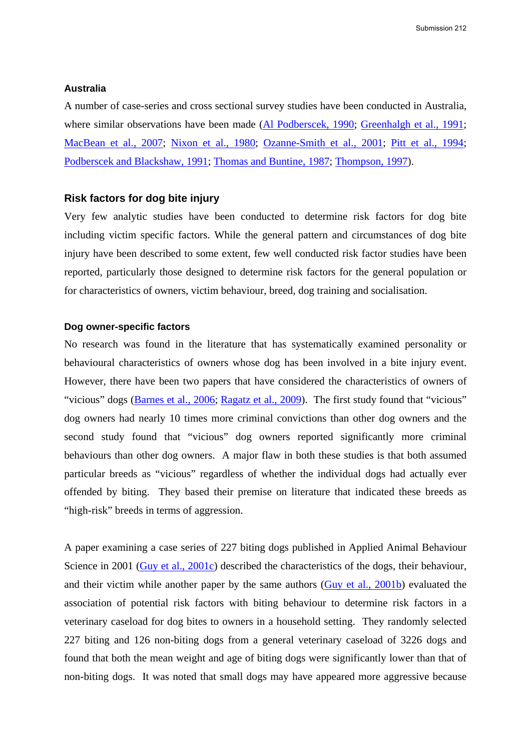### Australia

A number of case-series and cross sectional survey studies have been conducted in Australia, where similar observations have been made (Al Podberscek, 1990; Greenhalgh et al., 1991; MacBean et al., 2007; Nixon et al., 1980; Ozanne-Smith et al., 2001; Pitt et al., 1994; Podberscek and Blackshaw, 1991; Thomas and Buntine, 1987; Thompson, 1997).

## Risk factors for dog bite injury

Very few analytic studies have been conducted to determine risk factors for dog bite including victim specific factors. While the general pattern and circumstances of dog bite injury have been described to some extent, few well conducted risk factor studies have been reported, particularly those designed to determine risk factors for the general population or for characteristics of owners, victim behaviour, breed, dog training and socialisation.

### Dog owner-specific factors

No research was found in the literature that has systematically examined personality or behavioural characteristics of owners whose dog has been involved in a bite injury event. However, there have been two papers that have considered the characteristics of owners of "vicious" dogs (Barnes et al., 2006; Ragatz et al., 2009). The first study found that "vicious" dog owners had nearly 10 times more criminal convictions than other dog owners and the second study found that "vicious" dog owners reported significantly more criminal behaviours than other dog owners. A major flaw in both these studies is that both assumed particular breeds as "vicious" regardless of whether the individual dogs had actually ever offended by biting. They based their premise on literature that indicated these breeds as "high-risk" breeds in terms of aggression.

A paper examining a case series of 227 biting dogs published in Applied Animal Behaviour Science in 2001 (Guy et al., 2001c) described the characteristics of the dogs, their behaviour, and their victim while another paper by the same authors (Guy et al., 2001b) evaluated the association of potential risk factors with biting behaviour to determine risk factors in a veterinary caseload for dog bites to owners in a household setting. They randomly selected 227 biting and 126 non-biting dogs from a general veterinary caseload of 3226 dogs and found that both the mean weight and age of biting dogs were significantly lower than that of non-biting dogs. It was noted that small dogs may have appeared more aggressive because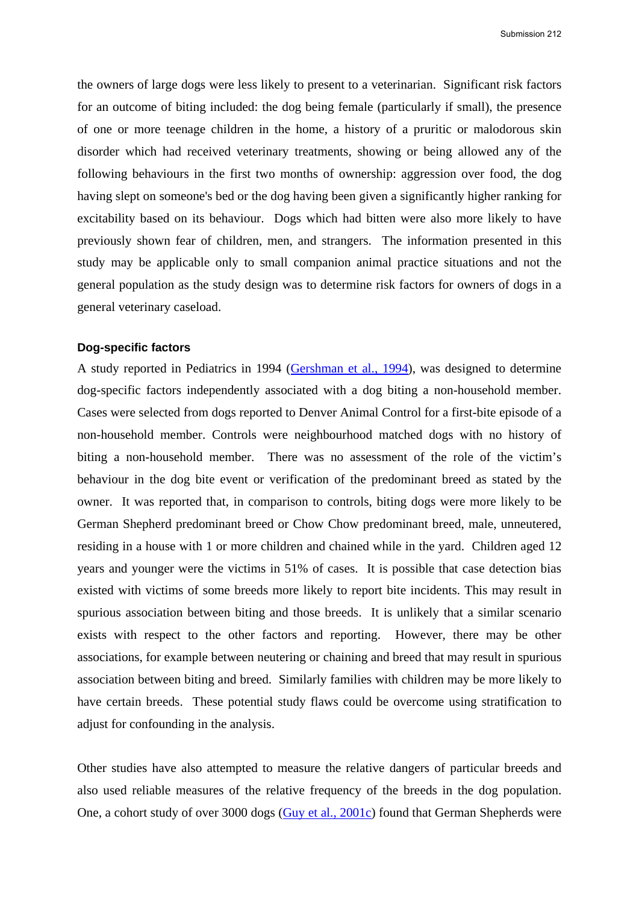the owners of large dogs were less likely to present to a veterinarian. Significant risk factors for an outcome of biting included: the dog being female (particularly if small), the presence of one or more teenage children in the home, a history of a pruritic or malodorous skin disorder which had received veterinary treatments, showing or being allowed any of the following behaviours in the first two months of ownership: aggression over food, the dog having slept on someone's bed or the dog having been given a significantly higher ranking for excitability based on its behaviour. Dogs which had bitten were also more likely to have previously shown fear of children, men, and strangers. The information presented in this study may be applicable only to small companion animal practice situations and not the general population as the study design was to determine risk factors for owners of dogs in a general veterinary caseload.

**Dog-specific factors**

A study reported in Pediatrics in 1994 (Gershman et al., 1994), was designed to determine dog-specific factors independently associated with a dog biting a non-household member. Cases were selected from dogs reported to Denver Animal Control for a first-bite episode of a non-household member. Controls were neighbourhood matched dogs with no history of biting a non-household member. There was no assessment of the role of the victim's behaviour in the dog bite event or verification of the predominant breed as stated by the owner. It was reported that, in comparison to controls, biting dogs were more likely to be German Shepherd predominant breed or Chow Chow predominant breed, male, unneutered, residing in a house with 1 or more children and chained while in the yard. Children aged 12 years and younger were the victims in 51% of cases. It is possible that case detection bias existed with victims of some breeds more likely to report bite incidents. This may result in spurious association between biting and those breeds. It is unlikely that a similar scenario exists with respect to the other factors and reporting. However, there may be other associations, for example between neutering or chaining and breed that may result in spurious association between biting and breed. Similarly families with children may be more likely to have certain breeds. These potential study flaws could be overcome using stratification to adjust for confounding in the analysis.

Other studies have also attempted to measure the relative dangers of particular breeds and also used reliable measures of the relative frequency of the breeds in the dog population. One, a cohort study of over 3000 dogs (Guy et al., 2001c) found that German Shepherds were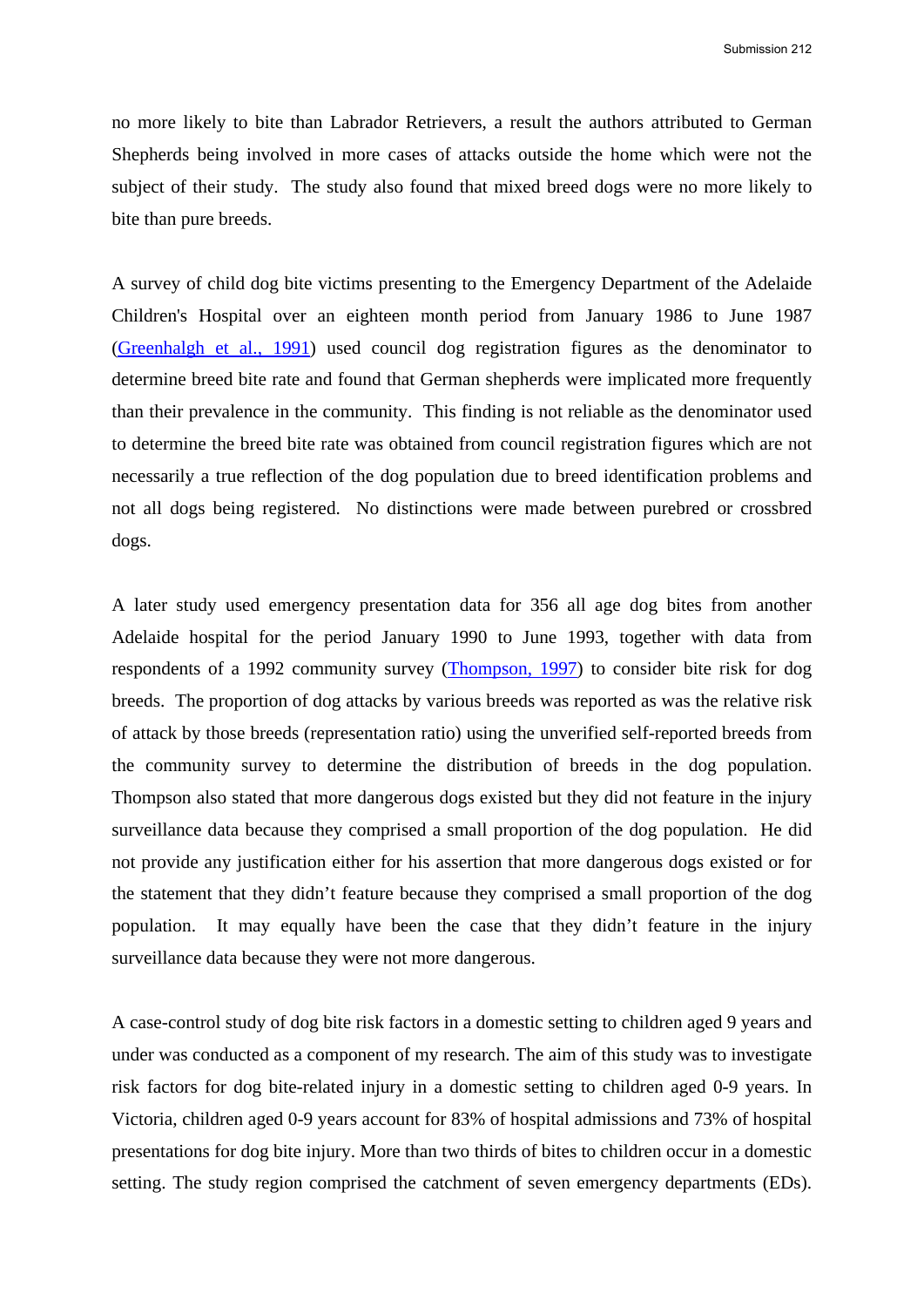no more likely to bite than Labrador Retrievers, a result the authors attributed to German Shepherds being involved in more cases of attacks outside the home which were not the subject of their study. The study also found that mixed breed dogs were no more likely to bite than pure breeds.

A survey of child dog bite victims presenting to the Emergency Department of the Adelaide Children's Hospital over an eighteen month period from January 1986 to June 1987 (Greenhalgh et al., 1991) used council dog registration figures as the denominator to determine breed bite rate and found that German shepherds were implicated more frequently than their prevalence in the community. This finding is not reliable as the denominator used to determine the breed bite rate was obtained from council registration figures which are not necessarily a true reflection of the dog population due to breed identification problems and not all dogs being registered. No distinctions were made between purebred or crossbred dogs.

A later study used emergency presentation data for 356 all age dog bites from another Adelaide hospital for the period January 1990 to June 1993, together with data from respondents of a 1992 community survey (Thompson, 1997) to consider bite risk for dog breeds. The proportion of dog attacks by various breeds was reported as was the relative risk of attack by those breeds (representation ratio) using the unverified self-reported breeds from the community survey to determine the distribution of breeds in the dog population. Thompson also stated that more dangerous dogs existed but they did not feature in the injury surveillance data because they comprised a small proportion of the dog population. He did not provide any justification either for his assertion that more dangerous dogs existed or for the statement that they didn't feature because they comprised a small proportion of the dog population. It may equally have been the case that they didn't feature in the injury surveillance data because they were not more dangerous.

A case-control study of dog bite risk factors in a domestic setting to children aged 9 years and under was conducted as a component of my research. The aim of this study was to investigate risk factors for dog bite-related injury in a domestic setting to children aged 0-9 years. In Victoria, children aged 0-9 years account for 83% of hospital admissions and 73% of hospital presentations for dog bite injury. More than two thirds of bites to children occur in a domestic setting. The study region comprised the catchment of seven emergency departments (EDs).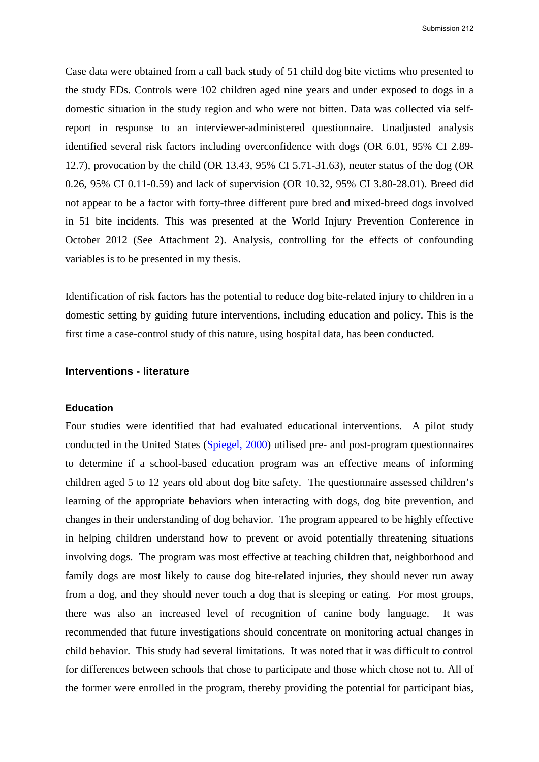Case data were obtained from a call back study of 51 child dog bite victims who presented to the study EDs. Controls were 102 children aged nine years and under exposed to dogs in a domestic situation in the study region and who were not bitten. Data was collected via self-report in response to an interviewer-administered questionnaire. Unadjusted analysis identified several risk factors including overconfidence with dogs (OR 6.01, 95% CI 2.89-12.7), provocation by the child (OR 13.43, 95% CI 5.71-31.63), neuter status of the dog (OR 0.26, 95% CI 0.11-0.59) and lack of supervision (OR 10.32, 95% CI 3.80-28.01). Breed did not appear to be a factor with forty-three different pure bred and mixed-breed dogs involved in 51 bite incidents. This was presented at the World Injury Prevention Conference in October 2012 (See Attachment 2). Analysis, controlling for the effects of confounding variables is to be presented in my thesis.

Identification of risk factors has the potential to reduce dog bite-related injury to children in a domestic setting by guiding future interventions, including education and policy. This is the first time a case-control study of this nature, using hospital data, has been conducted.

## Interventions - literature

### Education

Four studies were identified that had evaluated educational interventions. A pilot study conducted in the United States (Spiegel, 2000) utilised pre- and post-program questionnaires to determine if a school-based education program was an effective means of informing children aged 5 to 12 years old about dog bite safety. The questionnaire assessed children's learning of the appropriate behaviors when interacting with dogs, dog bite prevention, and changes in their understanding of dog behavior. The program appeared to be highly effective in helping children understand how to prevent or avoid potentially threatening situations involving dogs. The program was most effective at teaching children that, neighborhood and family dogs are most likely to cause dog bite-related injuries, they should never run away from a dog, and they should never touch a dog that is sleeping or eating. For most groups, there was also an increased level of recognition of canine body language. It was recommended that future investigations should concentrate on monitoring actual changes in child behavior. This study had several limitations. It was noted that it was difficult to control for differences between schools that chose to participate and those which chose not to. All of the former were enrolled in the program, thereby providing the potential for participant bias,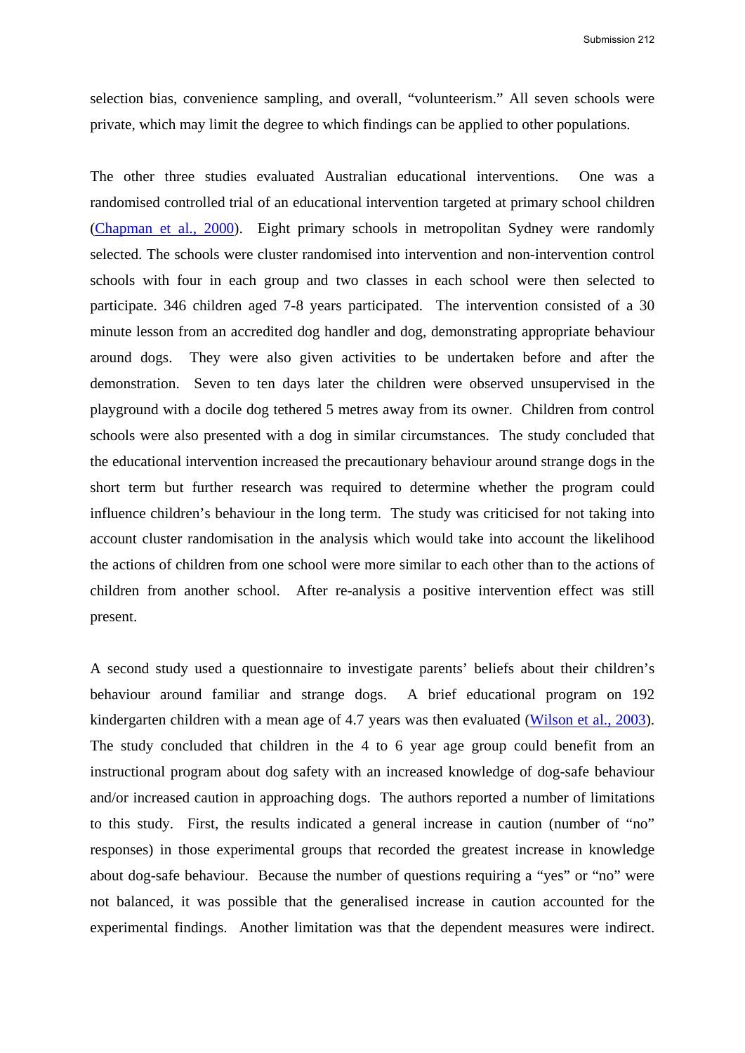selection bias, convenience sampling, and overall, "volunteerism." All seven schools were private, which may limit the degree to which findings can be applied to other populations.

The other three studies evaluated Australian educational interventions. One was a randomised controlled trial of an educational intervention targeted at primary school children (Chapman et al., 2000). Eight primary schools in metropolitan Sydney were randomly selected. The schools were cluster randomised into intervention and non-intervention control schools with four in each group and two classes in each school were then selected to participate. 346 children aged 7-8 years participated. The intervention consisted of a 30 minute lesson from an accredited dog handler and dog, demonstrating appropriate behaviour around dogs. They were also given activities to be undertaken before and after the demonstration. Seven to ten days later the children were observed unsupervised in the playground with a docile dog tethered 5 metres away from its owner. Children from control schools were also presented with a dog in similar circumstances. The study concluded that the educational intervention increased the precautionary behaviour around strange dogs in the short term but further research was required to determine whether the program could influence children's behaviour in the long term. The study was criticised for not taking into account cluster randomisation in the analysis which would take into account the likelihood the actions of children from one school were more similar to each other than to the actions of children from another school. After re-analysis a positive intervention effect was still present.

A second study used a questionnaire to investigate parents' beliefs about their children's behaviour around familiar and strange dogs. A brief educational program on 192 kindergarten children with a mean age of 4.7 years was then evaluated (Wilson et al., 2003). The study concluded that children in the 4 to 6 year age group could benefit from an instructional program about dog safety with an increased knowledge of dog-safe behaviour and/or increased caution in approaching dogs. The authors reported a number of limitations to this study. First, the results indicated a general increase in caution (number of "no" responses) in those experimental groups that recorded the greatest increase in knowledge about dog-safe behaviour. Because the number of questions requiring a "yes" or "no" were not balanced, it was possible that the generalised increase in caution accounted for the experimental findings. Another limitation was that the dependent measures were indirect.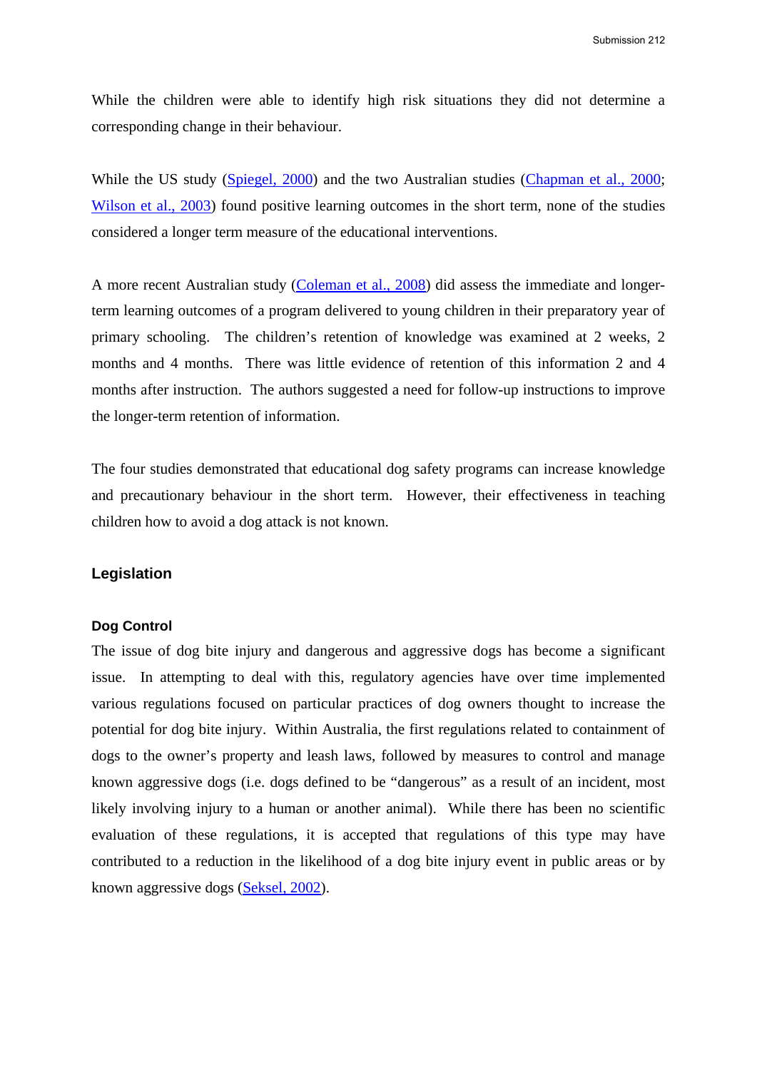While the children were able to identify high risk situations they did not determine a corresponding change in their behaviour.

While the US study (Spiegel, 2000) and the two Australian studies (Chapman et al., 2000; Wilson et al., 2003) found positive learning outcomes in the short term, none of the studies considered a longer term measure of the educational interventions.

A more recent Australian study (Coleman et al., 2008) did assess the immediate and longer-term learning outcomes of a program delivered to young children in their preparatory year of primary schooling. The children's retention of knowledge was examined at 2 weeks, 2 months and 4 months. There was little evidence of retention of this information 2 and 4 months after instruction. The authors suggested a need for follow-up instructions to improve the longer-term retention of information.

The four studies demonstrated that educational dog safety programs can increase knowledge and precautionary behaviour in the short term. However, their effectiveness in teaching children how to avoid a dog attack is not known.

## Legislation

### Dog Control

The issue of dog bite injury and dangerous and aggressive dogs has become a significant issue. In attempting to deal with this, regulatory agencies have over time implemented various regulations focused on particular practices of dog owners thought to increase the potential for dog bite injury. Within Australia, the first regulations related to containment of dogs to the owner's property and leash laws, followed by measures to control and manage known aggressive dogs (i.e. dogs defined to be "dangerous" as a result of an incident, most likely involving injury to a human or another animal). While there has been no scientific evaluation of these regulations, it is accepted that regulations of this type may have contributed to a reduction in the likelihood of a dog bite injury event in public areas or by known aggressive dogs (Seksel, 2002).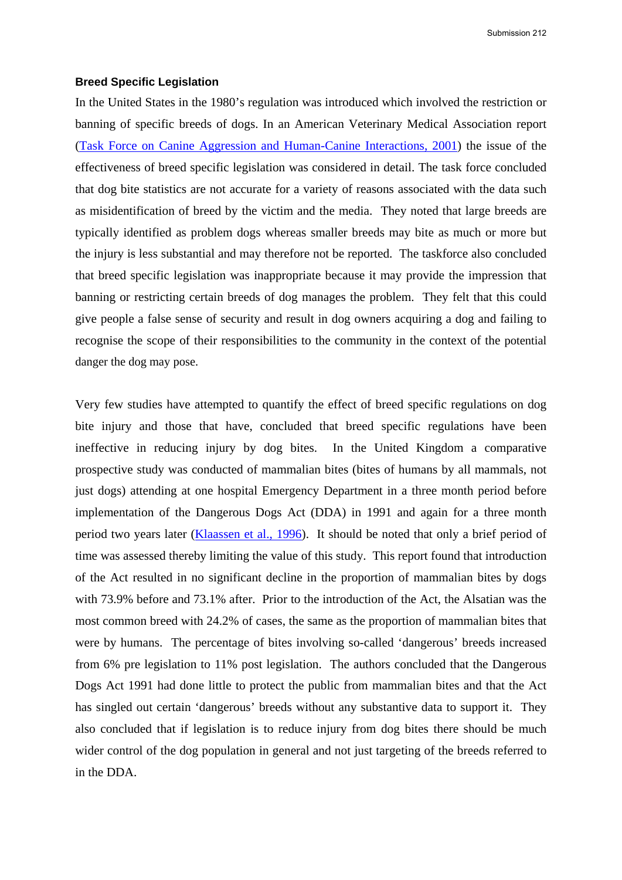### Breed Specific Legislation

In the United States in the 1980's regulation was introduced which involved the restriction or banning of specific breeds of dogs. In an American Veterinary Medical Association report (Task Force on Canine Aggression and Human-Canine Interactions, 2001) the issue of the effectiveness of breed specific legislation was considered in detail. The task force concluded that dog bite statistics are not accurate for a variety of reasons associated with the data such as misidentification of breed by the victim and the media. They noted that large breeds are typically identified as problem dogs whereas smaller breeds may bite as much or more but the injury is less substantial and may therefore not be reported. The taskforce also concluded that breed specific legislation was inappropriate because it may provide the impression that banning or restricting certain breeds of dog manages the problem. They felt that this could give people a false sense of security and result in dog owners acquiring a dog and failing to recognise the scope of their responsibilities to the community in the context of the potential danger the dog may pose.

Very few studies have attempted to quantify the effect of breed specific regulations on dog bite injury and those that have, concluded that breed specific regulations have been ineffective in reducing injury by dog bites. In the United Kingdom a comparative prospective study was conducted of mammalian bites (bites of humans by all mammals, not just dogs) attending at one hospital Emergency Department in a three month period before implementation of the Dangerous Dogs Act (DDA) in 1991 and again for a three month period two years later (Klaassen et al., 1996). It should be noted that only a brief period of time was assessed thereby limiting the value of this study. This report found that introduction of the Act resulted in no significant decline in the proportion of mammalian bites by dogs with 73.9% before and 73.1% after. Prior to the introduction of the Act, the Alsatian was the most common breed with 24.2% of cases, the same as the proportion of mammalian bites that were by humans. The percentage of bites involving so-called 'dangerous' breeds increased from 6% pre legislation to 11% post legislation. The authors concluded that the Dangerous Dogs Act 1991 had done little to protect the public from mammalian bites and that the Act has singled out certain 'dangerous' breeds without any substantive data to support it. They also concluded that if legislation is to reduce injury from dog bites there should be much wider control of the dog population in general and not just targeting of the breeds referred to in the DDA.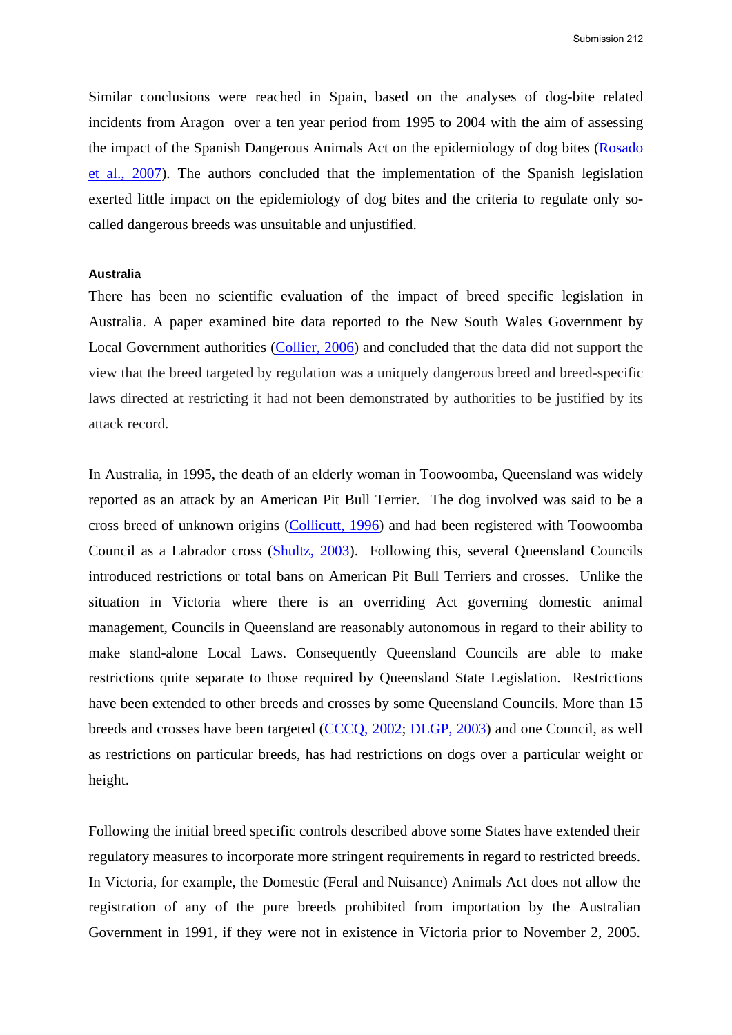Similar conclusions were reached in Spain, based on the analyses of dog-bite related incidents from Aragon over a ten year period from 1995 to 2004 with the aim of assessing the impact of the Spanish Dangerous Animals Act on the epidemiology of dog bites (Rosado et al., 2007). The authors concluded that the implementation of the Spanish legislation exerted little impact on the epidemiology of dog bites and the criteria to regulate only so-called dangerous breeds was unsuitable and unjustified.

#### Australia

There has been no scientific evaluation of the impact of breed specific legislation in Australia. A paper examined bite data reported to the New South Wales Government by Local Government authorities (Collier, 2006) and concluded that the data did not support the view that the breed targeted by regulation was a uniquely dangerous breed and breed-specific laws directed at restricting it had not been demonstrated by authorities to be justified by its attack record.

In Australia, in 1995, the death of an elderly woman in Toowoomba, Queensland was widely reported as an attack by an American Pit Bull Terrier. The dog involved was said to be a cross breed of unknown origins (Collicutt, 1996) and had been registered with Toowoomba Council as a Labrador cross (Shultz, 2003). Following this, several Queensland Councils introduced restrictions or total bans on American Pit Bull Terriers and crosses. Unlike the situation in Victoria where there is an overriding Act governing domestic animal management, Councils in Queensland are reasonably autonomous in regard to their ability to make stand-alone Local Laws. Consequently Queensland Councils are able to make restrictions quite separate to those required by Queensland State Legislation. Restrictions have been extended to other breeds and crosses by some Queensland Councils. More than 15 breeds and crosses have been targeted (CCCQ, 2002; DLGP, 2003) and one Council, as well as restrictions on particular breeds, has had restrictions on dogs over a particular weight or height.

Following the initial breed specific controls described above some States have extended their regulatory measures to incorporate more stringent requirements in regard to restricted breeds. In Victoria, for example, the Domestic (Feral and Nuisance) Animals Act does not allow the registration of any of the pure breeds prohibited from importation by the Australian Government in 1991, if they were not in existence in Victoria prior to November 2, 2005.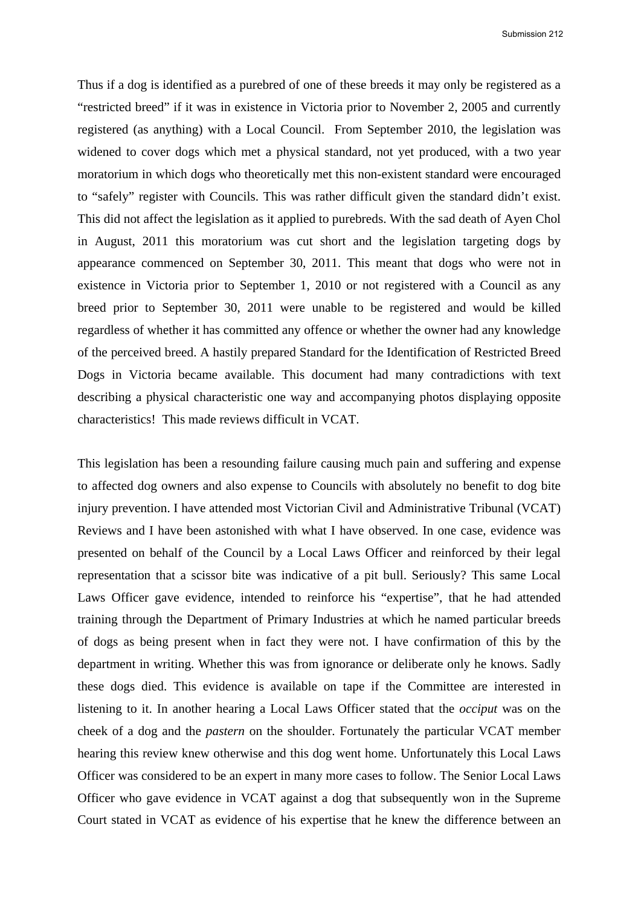Thus if a dog is identified as a purebred of one of these breeds it may only be registered as a "restricted breed" if it was in existence in Victoria prior to November 2, 2005 and currently registered (as anything) with a Local Council. From September 2010, the legislation was widened to cover dogs which met a physical standard, not yet produced, with a two year moratorium in which dogs who theoretically met this non-existent standard were encouraged to "safely" register with Councils. This was rather difficult given the standard didn't exist. This did not affect the legislation as it applied to purebreds. With the sad death of Ayen Chol in August, 2011 this moratorium was cut short and the legislation targeting dogs by appearance commenced on September 30, 2011. This meant that dogs who were not in existence in Victoria prior to September 1, 2010 or not registered with a Council as any breed prior to September 30, 2011 were unable to be registered and would be killed regardless of whether it has committed any offence or whether the owner had any knowledge of the perceived breed. A hastily prepared Standard for the Identification of Restricted Breed Dogs in Victoria became available. This document had many contradictions with text describing a physical characteristic one way and accompanying photos displaying opposite characteristics! This made reviews difficult in VCAT.

This legislation has been a resounding failure causing much pain and suffering and expense to affected dog owners and also expense to Councils with absolutely no benefit to dog bite injury prevention. I have attended most Victorian Civil and Administrative Tribunal (VCAT) Reviews and I have been astonished with what I have observed. In one case, evidence was presented on behalf of the Council by a Local Laws Officer and reinforced by their legal representation that a scissor bite was indicative of a pit bull. Seriously? This same Local Laws Officer gave evidence, intended to reinforce his "expertise", that he had attended training through the Department of Primary Industries at which he named particular breeds of dogs as being present when in fact they were not. I have confirmation of this by the department in writing. Whether this was from ignorance or deliberate only he knows. Sadly these dogs died. This evidence is available on tape if the Committee are interested in listening to it. In another hearing a Local Laws Officer stated that the *occiput* was on the cheek of a dog and the *pastern* on the shoulder. Fortunately the particular VCAT member hearing this review knew otherwise and this dog went home. Unfortunately this Local Laws Officer was considered to be an expert in many more cases to follow. The Senior Local Laws Officer who gave evidence in VCAT against a dog that subsequently won in the Supreme Court stated in VCAT as evidence of his expertise that he knew the difference between an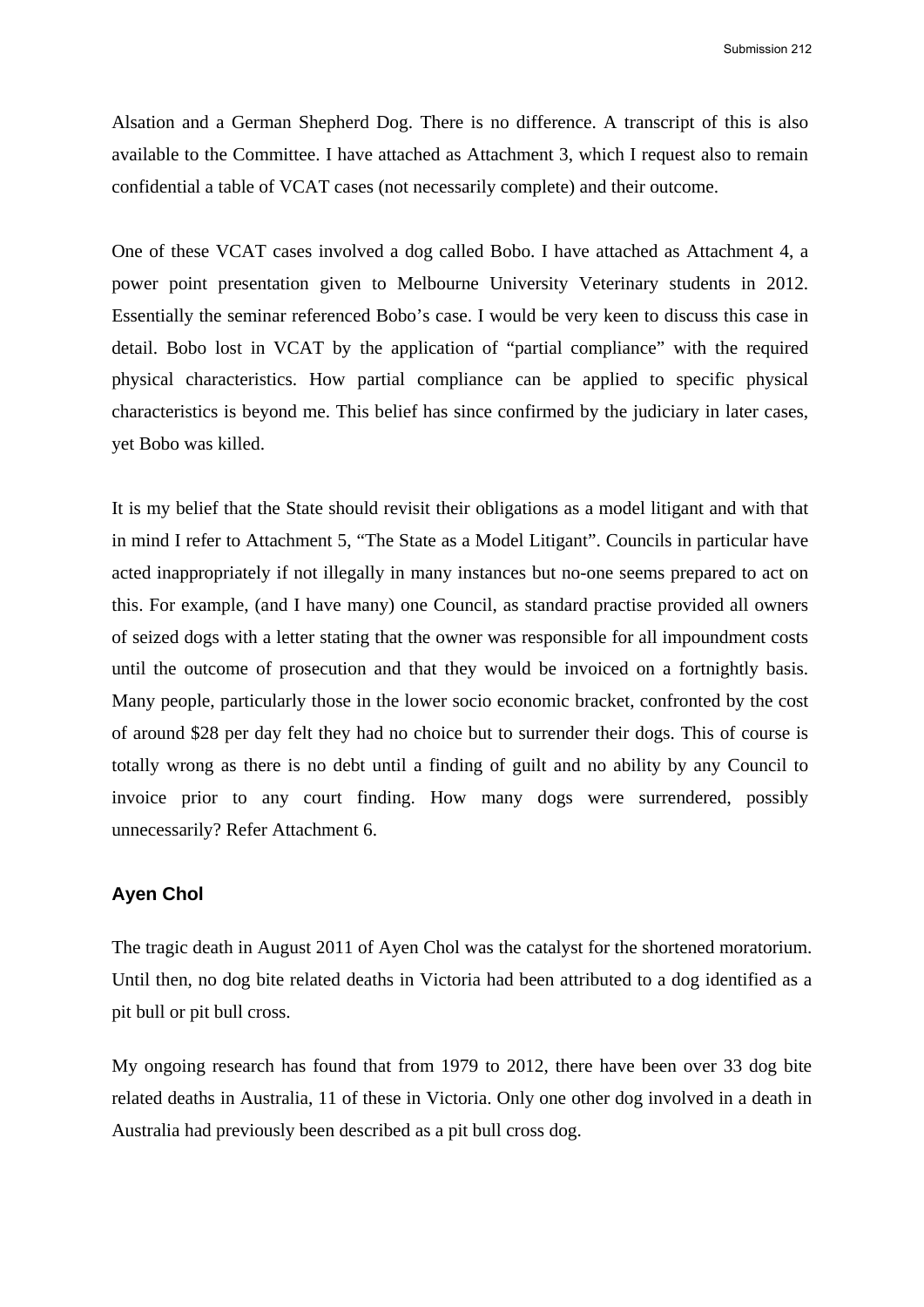Alsation and a German Shepherd Dog. There is no difference. A transcript of this is also available to the Committee. I have attached as Attachment 3, which I request also to remain confidential a table of VCAT cases (not necessarily complete) and their outcome.

One of these VCAT cases involved a dog called Bobo. I have attached as Attachment 4, a power point presentation given to Melbourne University Veterinary students in 2012. Essentially the seminar referenced Bobo's case. I would be very keen to discuss this case in detail. Bobo lost in VCAT by the application of "partial compliance" with the required physical characteristics. How partial compliance can be applied to specific physical characteristics is beyond me. This belief has since confirmed by the judiciary in later cases, yet Bobo was killed.

It is my belief that the State should revisit their obligations as a model litigant and with that in mind I refer to Attachment 5, "The State as a Model Litigant". Councils in particular have acted inappropriately if not illegally in many instances but no-one seems prepared to act on this. For example, (and I have many) one Council, as standard practise provided all owners of seized dogs with a letter stating that the owner was responsible for all impoundment costs until the outcome of prosecution and that they would be invoiced on a fortnightly basis. Many people, particularly those in the lower socio economic bracket, confronted by the cost of around $28 per day felt they had no choice but to surrender their dogs. This of course is totally wrong as there is no debt until a finding of guilt and no ability by any Council to invoice prior to any court finding. How many dogs were surrendered, possibly unnecessarily? Refer Attachment 6.

### Ayen Chol

The tragic death in August 2011 of Ayen Chol was the catalyst for the shortened moratorium. Until then, no dog bite related deaths in Victoria had been attributed to a dog identified as a pit bull or pit bull cross.

My ongoing research has found that from 1979 to 2012, there have been over 33 dog bite related deaths in Australia, 11 of these in Victoria. Only one other dog involved in a death in Australia had previously been described as a pit bull cross dog.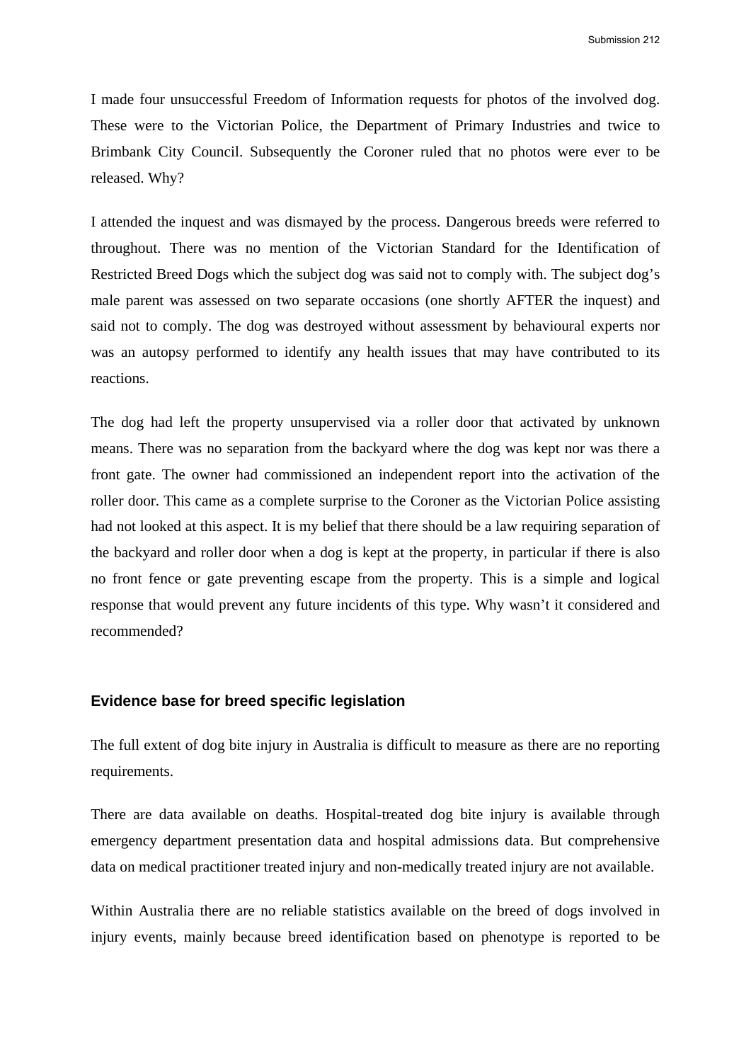I made four unsuccessful Freedom of Information requests for photos of the involved dog. These were to the Victorian Police, the Department of Primary Industries and twice to Brimbank City Council. Subsequently the Coroner ruled that no photos were ever to be released. Why?

I attended the inquest and was dismayed by the process. Dangerous breeds were referred to throughout. There was no mention of the Victorian Standard for the Identification of Restricted Breed Dogs which the subject dog was said not to comply with. The subject dog's male parent was assessed on two separate occasions (one shortly AFTER the inquest) and said not to comply. The dog was destroyed without assessment by behavioural experts nor was an autopsy performed to identify any health issues that may have contributed to its reactions.

The dog had left the property unsupervised via a roller door that activated by unknown means. There was no separation from the backyard where the dog was kept nor was there a front gate. The owner had commissioned an independent report into the activation of the roller door. This came as a complete surprise to the Coroner as the Victorian Police assisting had not looked at this aspect. It is my belief that there should be a law requiring separation of the backyard and roller door when a dog is kept at the property, in particular if there is also no front fence or gate preventing escape from the property. This is a simple and logical response that would prevent any future incidents of this type. Why wasn't it considered and recommended?

## Evidence base for breed specific legislation

The full extent of dog bite injury in Australia is difficult to measure as there are no reporting requirements.

There are data available on deaths. Hospital-treated dog bite injury is available through emergency department presentation data and hospital admissions data. But comprehensive data on medical practitioner treated injury and non-medically treated injury are not available.

Within Australia there are no reliable statistics available on the breed of dogs involved in injury events, mainly because breed identification based on phenotype is reported to be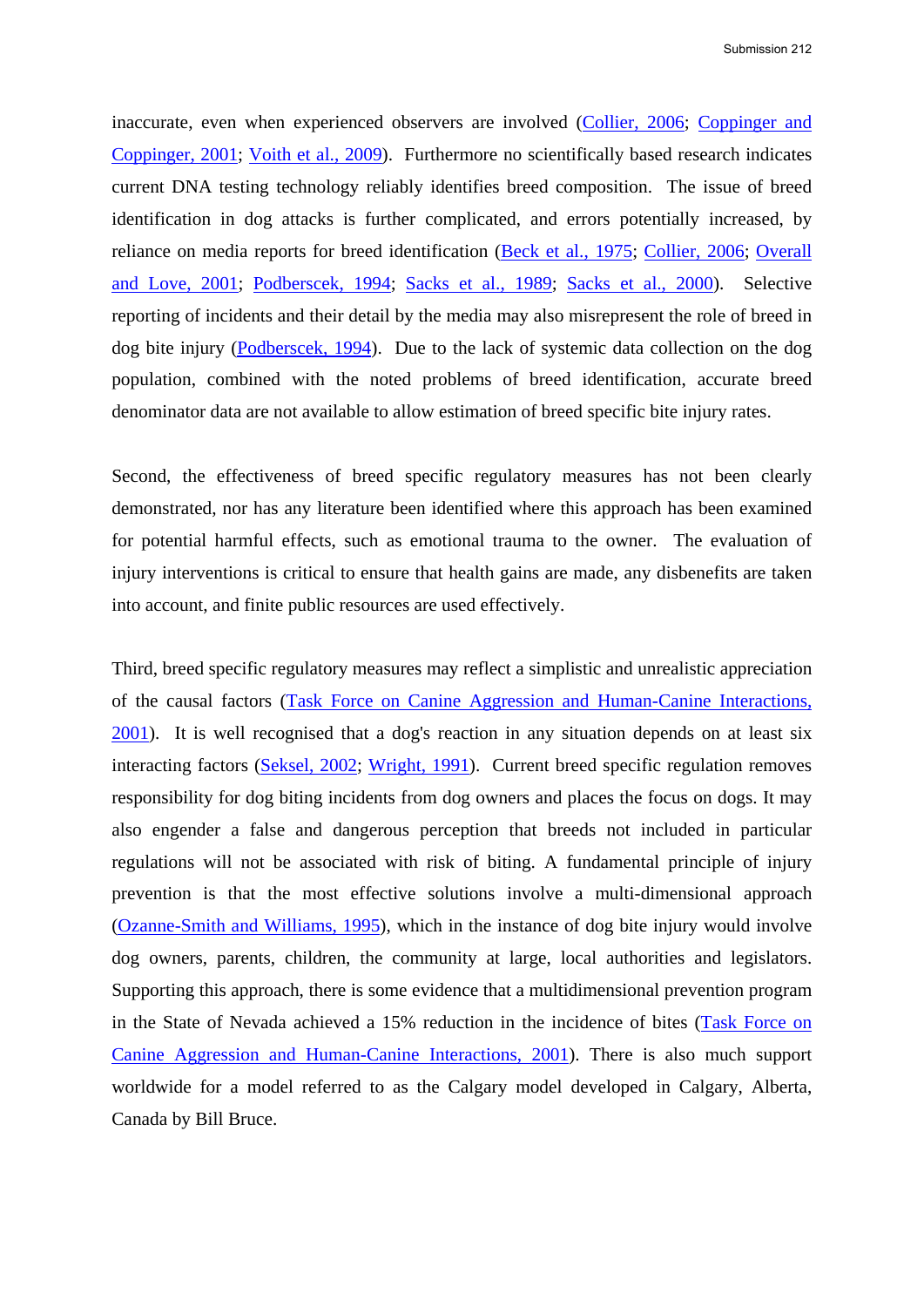inaccurate, even when experienced observers are involved (Collier, 2006; Coppinger and Coppinger, 2001; Voith et al., 2009). Furthermore no scientifically based research indicates current DNA testing technology reliably identifies breed composition. The issue of breed identification in dog attacks is further complicated, and errors potentially increased, by reliance on media reports for breed identification (Beck et al., 1975; Collier, 2006; Overall and Love, 2001; Podberscek, 1994; Sacks et al., 1989; Sacks et al., 2000). Selective reporting of incidents and their detail by the media may also misrepresent the role of breed in dog bite injury (Podberscek, 1994). Due to the lack of systemic data collection on the dog population, combined with the noted problems of breed identification, accurate breed denominator data are not available to allow estimation of breed specific bite injury rates.

Second, the effectiveness of breed specific regulatory measures has not been clearly demonstrated, nor has any literature been identified where this approach has been examined for potential harmful effects, such as emotional trauma to the owner. The evaluation of injury interventions is critical to ensure that health gains are made, any disbenefits are taken into account, and finite public resources are used effectively.

Third, breed specific regulatory measures may reflect a simplistic and unrealistic appreciation of the causal factors (Task Force on Canine Aggression and Human-Canine Interactions, 2001). It is well recognised that a dog's reaction in any situation depends on at least six interacting factors (Seksel, 2002; Wright, 1991). Current breed specific regulation removes responsibility for dog biting incidents from dog owners and places the focus on dogs. It may also engender a false and dangerous perception that breeds not included in particular regulations will not be associated with risk of biting. A fundamental principle of injury prevention is that the most effective solutions involve a multi-dimensional approach (Ozanne-Smith and Williams, 1995), which in the instance of dog bite injury would involve dog owners, parents, children, the community at large, local authorities and legislators. Supporting this approach, there is some evidence that a multidimensional prevention program in the State of Nevada achieved a 15% reduction in the incidence of bites (Task Force on Canine Aggression and Human-Canine Interactions, 2001). There is also much support worldwide for a model referred to as the Calgary model developed in Calgary, Alberta, Canada by Bill Bruce.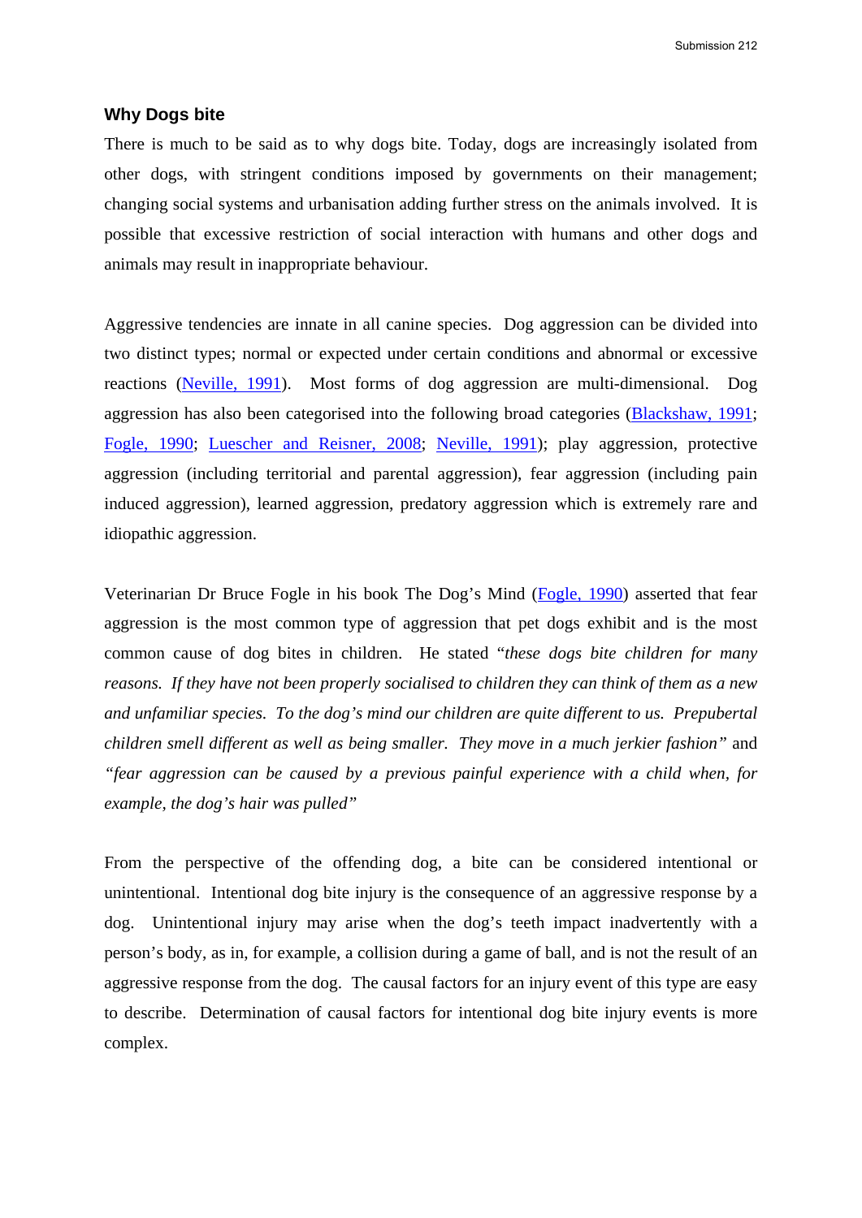### Why Dogs bite

There is much to be said as to why dogs bite. Today, dogs are increasingly isolated from other dogs, with stringent conditions imposed by governments on their management; changing social systems and urbanisation adding further stress on the animals involved. It is possible that excessive restriction of social interaction with humans and other dogs and animals may result in inappropriate behaviour.

Aggressive tendencies are innate in all canine species. Dog aggression can be divided into two distinct types; normal or expected under certain conditions and abnormal or excessive reactions (Neville, 1991). Most forms of dog aggression are multi-dimensional. Dog aggression has also been categorised into the following broad categories (Blackshaw, 1991; Fogle, 1990; Luescher and Reisner, 2008; Neville, 1991); play aggression, protective aggression (including territorial and parental aggression), fear aggression (including pain induced aggression), learned aggression, predatory aggression which is extremely rare and idiopathic aggression.

Veterinarian Dr Bruce Fogle in his book The Dog's Mind (Fogle, 1990) asserted that fear aggression is the most common type of aggression that pet dogs exhibit and is the most common cause of dog bites in children. He stated "*these dogs bite children for many reasons. If they have not been properly socialised to children they can think of them as a new and unfamiliar species. To the dog's mind our children are quite different to us. Prepubertal children smell different as well as being smaller. They move in a much jerkier fashion*" and "*fear aggression can be caused by a previous painful experience with a child when, for example, the dog's hair was pulled*"

From the perspective of the offending dog, a bite can be considered intentional or unintentional. Intentional dog bite injury is the consequence of an aggressive response by a dog. Unintentional injury may arise when the dog's teeth impact inadvertently with a person's body, as in, for example, a collision during a game of ball, and is not the result of an aggressive response from the dog. The causal factors for an injury event of this type are easy to describe. Determination of causal factors for intentional dog bite injury events is more complex.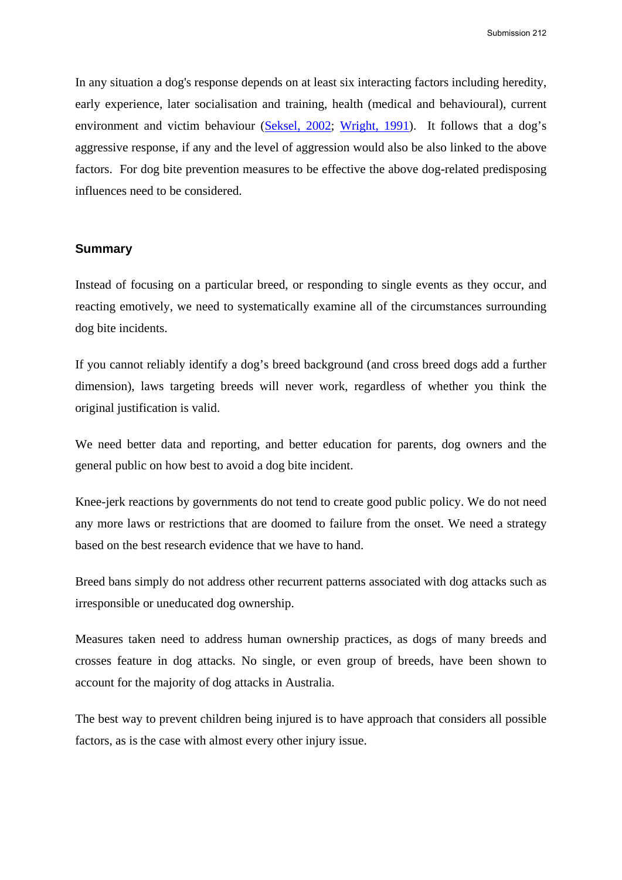In any situation a dog's response depends on at least six interacting factors including heredity, early experience, later socialisation and training, health (medical and behavioural), current environment and victim behaviour (Seksel, 2002; Wright, 1991). It follows that a dog's aggressive response, if any and the level of aggression would also be also linked to the above factors. For dog bite prevention measures to be effective the above dog-related predisposing influences need to be considered.

### Summary

Instead of focusing on a particular breed, or responding to single events as they occur, and reacting emotively, we need to systematically examine all of the circumstances surrounding dog bite incidents.

If you cannot reliably identify a dog's breed background (and cross breed dogs add a further dimension), laws targeting breeds will never work, regardless of whether you think the original justification is valid.

We need better data and reporting, and better education for parents, dog owners and the general public on how best to avoid a dog bite incident.

Knee-jerk reactions by governments do not tend to create good public policy. We do not need any more laws or restrictions that are doomed to failure from the onset. We need a strategy based on the best research evidence that we have to hand.

Breed bans simply do not address other recurrent patterns associated with dog attacks such as irresponsible or uneducated dog ownership.

Measures taken need to address human ownership practices, as dogs of many breeds and crosses feature in dog attacks. No single, or even group of breeds, have been shown to account for the majority of dog attacks in Australia.

The best way to prevent children being injured is to have approach that considers all possible factors, as is the case with almost every other injury issue.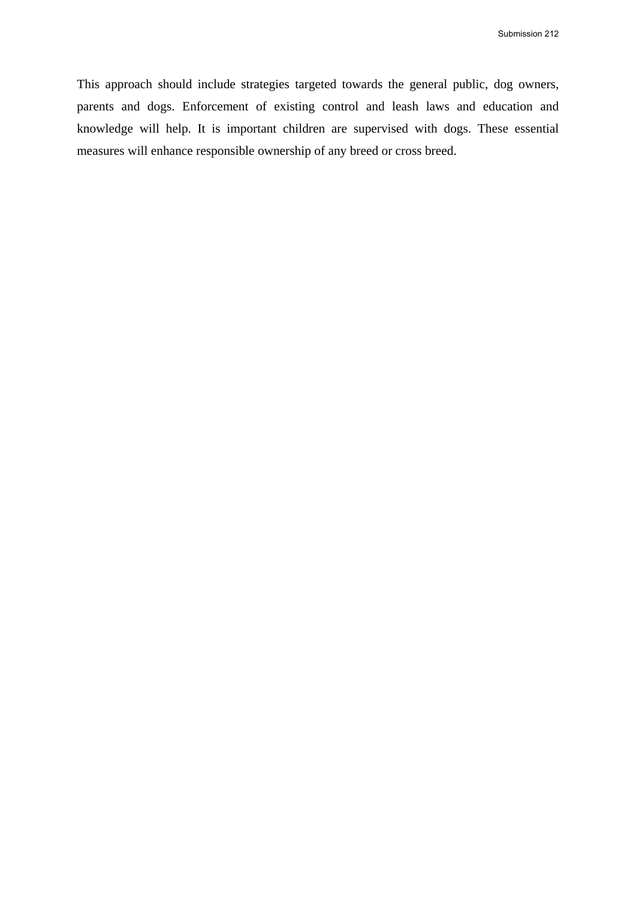This approach should include strategies targeted towards the general public, dog owners, parents and dogs. Enforcement of existing control and leash laws and education and knowledge will help. It is important children are supervised with dogs. These essential measures will enhance responsible ownership of any breed or cross breed.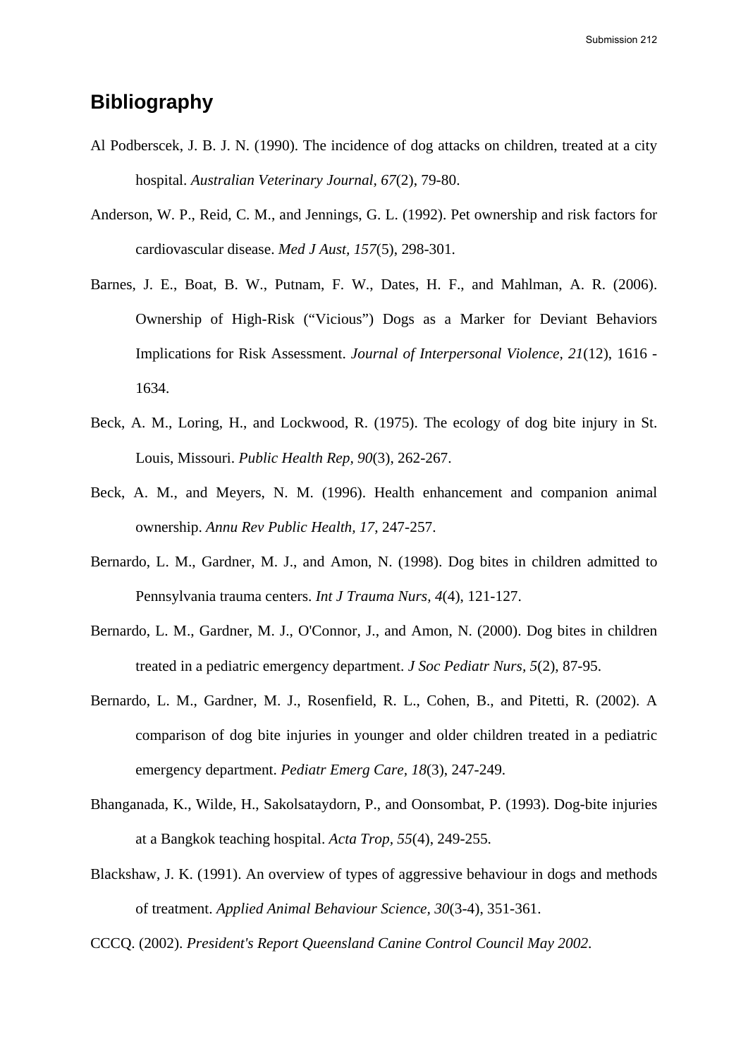# Bibliography

Al Podberscek, J. B. J. N. (1990). The incidence of dog attacks on children, treated at a city hospital. *Australian Veterinary Journal, 67*(2), 79-80.

Anderson, W. P., Reid, C. M., and Jennings, G. L. (1992). Pet ownership and risk factors for cardiovascular disease. *Med J Aust, 157*(5), 298-301.

Barnes, J. E., Boat, B. W., Putnam, F. W., Dates, H. F., and Mahlman, A. R. (2006). Ownership of High-Risk ("Vicious") Dogs as a Marker for Deviant Behaviors Implications for Risk Assessment. *Journal of Interpersonal Violence, 21*(12), 1616 - 1634.

Beck, A. M., Loring, H., and Lockwood, R. (1975). The ecology of dog bite injury in St. Louis, Missouri. *Public Health Rep, 90*(3), 262-267.

Beck, A. M., and Meyers, N. M. (1996). Health enhancement and companion animal ownership. *Annu Rev Public Health, 17*, 247-257.

Bernardo, L. M., Gardner, M. J., and Amon, N. (1998). Dog bites in children admitted to Pennsylvania trauma centers. *Int J Trauma Nurs, 4*(4), 121-127.

Bernardo, L. M., Gardner, M. J., O'Connor, J., and Amon, N. (2000). Dog bites in children treated in a pediatric emergency department. *J Soc Pediatr Nurs, 5*(2), 87-95.

Bernardo, L. M., Gardner, M. J., Rosenfield, R. L., Cohen, B., and Pitetti, R. (2002). A comparison of dog bite injuries in younger and older children treated in a pediatric emergency department. *Pediatr Emerg Care, 18*(3), 247-249.

Bhanganada, K., Wilde, H., Sakolsataydorn, P., and Oonsombat, P. (1993). Dog-bite injuries at a Bangkok teaching hospital. *Acta Trop, 55*(4), 249-255.

Blackshaw, J. K. (1991). An overview of types of aggressive behaviour in dogs and methods of treatment. *Applied Animal Behaviour Science, 30*(3-4), 351-361.

CCCQ. (2002). *President's Report Queensland Canine Control Council May 2002*.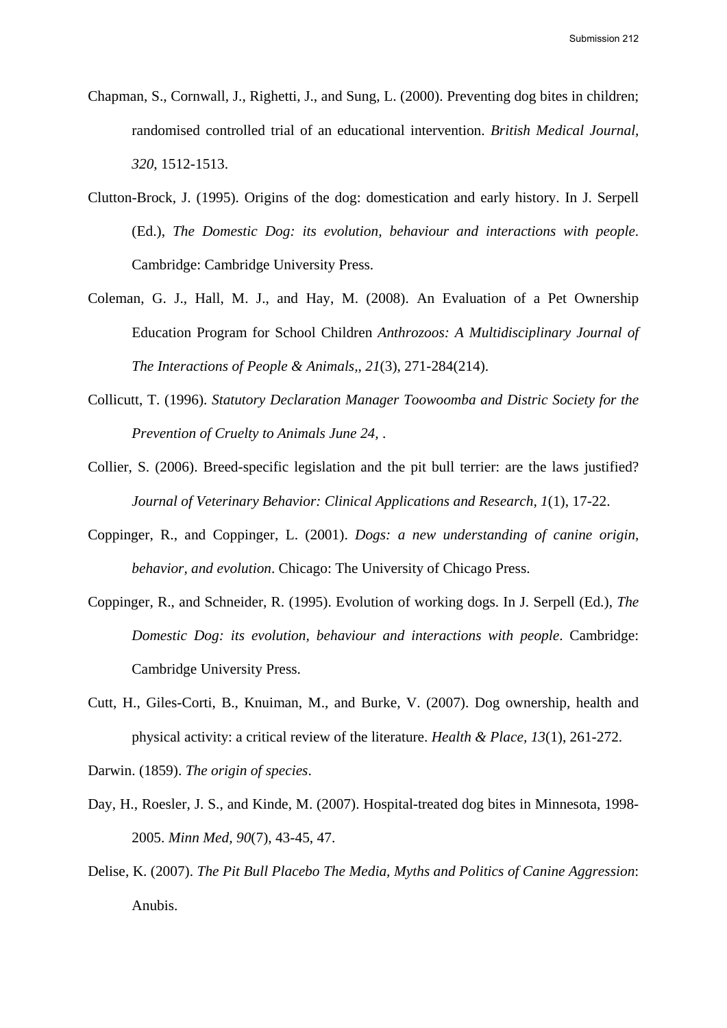Chapman, S., Cornwall, J., Righetti, J., and Sung, L. (2000). Preventing dog bites in children; randomised controlled trial of an educational intervention. *British Medical Journal, 320*, 1512-1513.

Clutton-Brock, J. (1995). Origins of the dog: domestication and early history. In J. Serpell (Ed.), *The Domestic Dog: its evolution, behaviour and interactions with people*. Cambridge: Cambridge University Press.

Coleman, G. J., Hall, M. J., and Hay, M. (2008). An Evaluation of a Pet Ownership Education Program for School Children *Anthrozoos: A Multidisciplinary Journal of The Interactions of People & Animals,, 21*(3), 271-284(214).

Collicutt, T. (1996). *Statutory Declaration Manager Toowoomba and Distric Society for the Prevention of Cruelty to Animals June 24,* .

Collier, S. (2006). Breed-specific legislation and the pit bull terrier: are the laws justified? *Journal of Veterinary Behavior: Clinical Applications and Research, 1*(1), 17-22.

Coppinger, R., and Coppinger, L. (2001). *Dogs: a new understanding of canine origin, behavior, and evolution*. Chicago: The University of Chicago Press.

Coppinger, R., and Schneider, R. (1995). Evolution of working dogs. In J. Serpell (Ed.), *The Domestic Dog: its evolution, behaviour and interactions with people*. Cambridge: Cambridge University Press.

Cutt, H., Giles-Corti, B., Knuiman, M., and Burke, V. (2007). Dog ownership, health and physical activity: a critical review of the literature. *Health & Place, 13*(1), 261-272.

Darwin. (1859). *The origin of species*.

Day, H., Roesler, J. S., and Kinde, M. (2007). Hospital-treated dog bites in Minnesota, 1998-2005. *Minn Med, 90*(7), 43-45, 47.

Delise, K. (2007). *The Pit Bull Placebo The Media, Myths and Politics of Canine Aggression*: Anubis.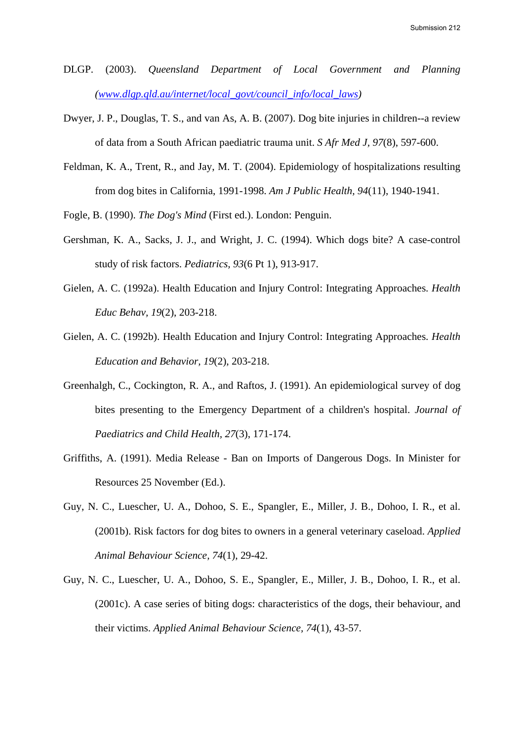DLGP. (2003). *Queensland Department of Local Government and Planning (www.dlgp.qld.au/internet/local_govt/council_info/local_laws)*

Dwyer, J. P., Douglas, T. S., and van As, A. B. (2007). Dog bite injuries in children--a review of data from a South African paediatric trauma unit. *S Afr Med J, 97*(8), 597-600.

Feldman, K. A., Trent, R., and Jay, M. T. (2004). Epidemiology of hospitalizations resulting from dog bites in California, 1991-1998. *Am J Public Health, 94*(11), 1940-1941.

Fogle, B. (1990). *The Dog's Mind* (First ed.). London: Penguin.

Gershman, K. A., Sacks, J. J., and Wright, J. C. (1994). Which dogs bite? A case-control study of risk factors. *Pediatrics, 93*(6 Pt 1), 913-917.

Gielen, A. C. (1992a). Health Education and Injury Control: Integrating Approaches. *Health Educ Behav, 19*(2), 203-218.

Gielen, A. C. (1992b). Health Education and Injury Control: Integrating Approaches. *Health Education and Behavior, 19*(2), 203-218.

Greenhalgh, C., Cockington, R. A., and Raftos, J. (1991). An epidemiological survey of dog bites presenting to the Emergency Department of a children's hospital. *Journal of Paediatrics and Child Health, 27*(3), 171-174.

Griffiths, A. (1991). Media Release - Ban on Imports of Dangerous Dogs. In Minister for Resources 25 November (Ed.).

Guy, N. C., Luescher, U. A., Dohoo, S. E., Spangler, E., Miller, J. B., Dohoo, I. R., et al. (2001b). Risk factors for dog bites to owners in a general veterinary caseload. *Applied Animal Behaviour Science, 74*(1), 29-42.

Guy, N. C., Luescher, U. A., Dohoo, S. E., Spangler, E., Miller, J. B., Dohoo, I. R., et al. (2001c). A case series of biting dogs: characteristics of the dogs, their behaviour, and their victims. *Applied Animal Behaviour Science, 74*(1), 43-57.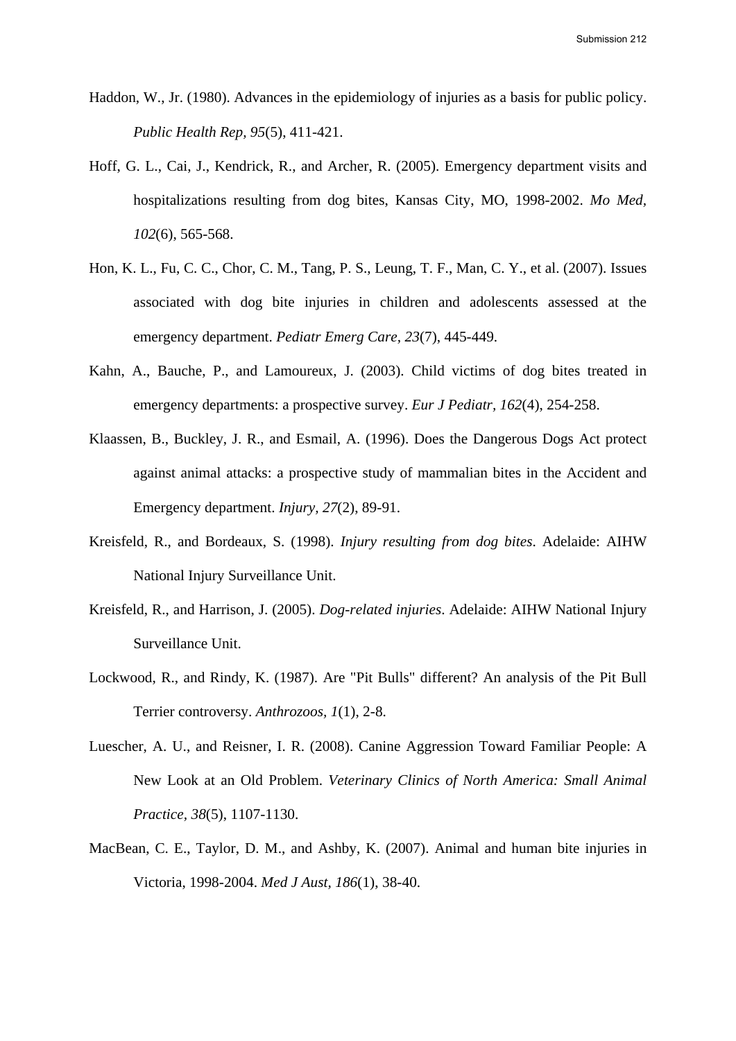Haddon, W., Jr. (1980). Advances in the epidemiology of injuries as a basis for public policy. *Public Health Rep, 95*(5), 411-421.

Hoff, G. L., Cai, J., Kendrick, R., and Archer, R. (2005). Emergency department visits and hospitalizations resulting from dog bites, Kansas City, MO, 1998-2002. *Mo Med, 102*(6), 565-568.

Hon, K. L., Fu, C. C., Chor, C. M., Tang, P. S., Leung, T. F., Man, C. Y., et al. (2007). Issues associated with dog bite injuries in children and adolescents assessed at the emergency department. *Pediatr Emerg Care, 23*(7), 445-449.

Kahn, A., Bauche, P., and Lamoureux, J. (2003). Child victims of dog bites treated in emergency departments: a prospective survey. *Eur J Pediatr, 162*(4), 254-258.

Klaassen, B., Buckley, J. R., and Esmail, A. (1996). Does the Dangerous Dogs Act protect against animal attacks: a prospective study of mammalian bites in the Accident and Emergency department. *Injury, 27*(2), 89-91.

Kreisfeld, R., and Bordeaux, S. (1998). *Injury resulting from dog bites*. Adelaide: AIHW National Injury Surveillance Unit.

Kreisfeld, R., and Harrison, J. (2005). *Dog-related injuries*. Adelaide: AIHW National Injury Surveillance Unit.

Lockwood, R., and Rindy, K. (1987). Are "Pit Bulls" different? An analysis of the Pit Bull Terrier controversy. *Anthrozoos, 1*(1), 2-8.

Luescher, A. U., and Reisner, I. R. (2008). Canine Aggression Toward Familiar People: A New Look at an Old Problem. *Veterinary Clinics of North America: Small Animal Practice, 38*(5), 1107-1130.

MacBean, C. E., Taylor, D. M., and Ashby, K. (2007). Animal and human bite injuries in Victoria, 1998-2004. *Med J Aust, 186*(1), 38-40.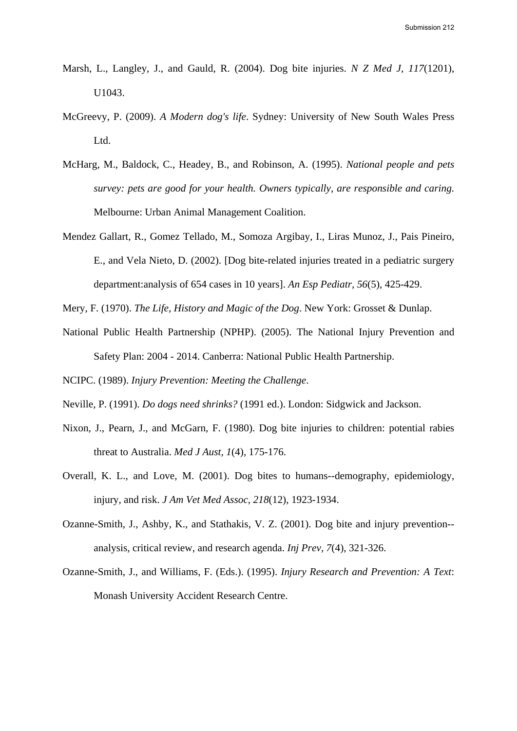Marsh, L., Langley, J., and Gauld, R. (2004). Dog bite injuries. *N Z Med J, 117*(1201), U1043.

McGreevy, P. (2009). *A Modern dog's life*. Sydney: University of New South Wales Press Ltd.

McHarg, M., Baldock, C., Headey, B., and Robinson, A. (1995). *National people and pets survey: pets are good for your health. Owners typically, are responsible and caring.* Melbourne: Urban Animal Management Coalition.

Mendez Gallart, R., Gomez Tellado, M., Somoza Argibay, I., Liras Munoz, J., Pais Pineiro, E., and Vela Nieto, D. (2002). [Dog bite-related injuries treated in a pediatric surgery department:analysis of 654 cases in 10 years]. *An Esp Pediatr, 56*(5), 425-429.

Mery, F. (1970). *The Life, History and Magic of the Dog*. New York: Grosset & Dunlap.

National Public Health Partnership (NPHP). (2005). The National Injury Prevention and Safety Plan: 2004 - 2014. Canberra: National Public Health Partnership.

NCIPC. (1989). *Injury Prevention: Meeting the Challenge*.

Neville, P. (1991). *Do dogs need shrinks?* (1991 ed.). London: Sidgwick and Jackson.

Nixon, J., Pearn, J., and McGarn, F. (1980). Dog bite injuries to children: potential rabies threat to Australia. *Med J Aust, 1*(4), 175-176.

Overall, K. L., and Love, M. (2001). Dog bites to humans--demography, epidemiology, injury, and risk. *J Am Vet Med Assoc, 218*(12), 1923-1934.

Ozanne-Smith, J., Ashby, K., and Stathakis, V. Z. (2001). Dog bite and injury prevention--analysis, critical review, and research agenda. *Inj Prev, 7*(4), 321-326.

Ozanne-Smith, J., and Williams, F. (Eds.). (1995). *Injury Research and Prevention: A Text*: Monash University Accident Research Centre.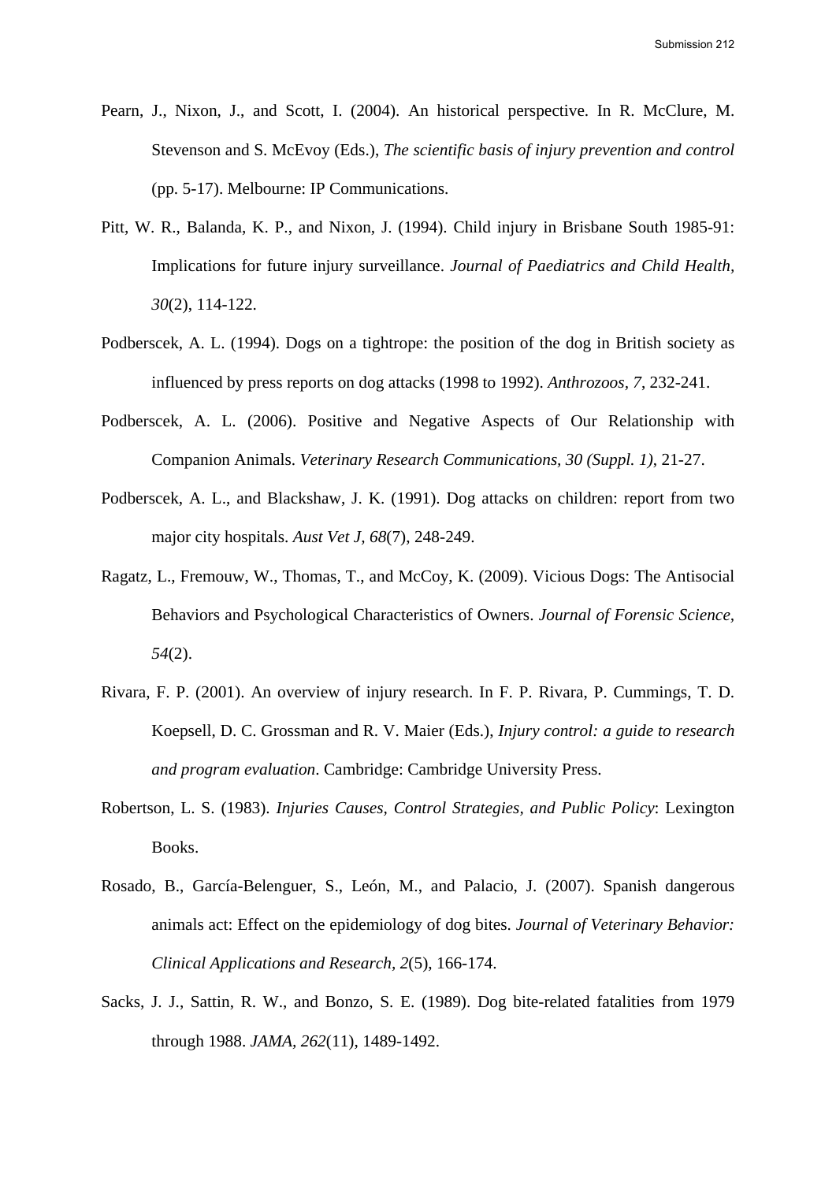Pearn, J., Nixon, J., and Scott, I. (2004). An historical perspective. In R. McClure, M. Stevenson and S. McEvoy (Eds.), *The scientific basis of injury prevention and control* (pp. 5-17). Melbourne: IP Communications.

Pitt, W. R., Balanda, K. P., and Nixon, J. (1994). Child injury in Brisbane South 1985-91: Implications for future injury surveillance. *Journal of Paediatrics and Child Health, 30*(2), 114-122.

Podberscek, A. L. (1994). Dogs on a tightrope: the position of the dog in British society as influenced by press reports on dog attacks (1998 to 1992). *Anthrozoos, 7*, 232-241.

Podberscek, A. L. (2006). Positive and Negative Aspects of Our Relationship with Companion Animals. *Veterinary Research Communications, 30 (Suppl. 1)*, 21-27.

Podberscek, A. L., and Blackshaw, J. K. (1991). Dog attacks on children: report from two major city hospitals. *Aust Vet J, 68*(7), 248-249.

Ragatz, L., Fremouw, W., Thomas, T., and McCoy, K. (2009). Vicious Dogs: The Antisocial Behaviors and Psychological Characteristics of Owners. *Journal of Forensic Science, 54*(2).

Rivara, F. P. (2001). An overview of injury research. In F. P. Rivara, P. Cummings, T. D. Koepsell, D. C. Grossman and R. V. Maier (Eds.), *Injury control: a guide to research and program evaluation*. Cambridge: Cambridge University Press.

Robertson, L. S. (1983). *Injuries Causes, Control Strategies, and Public Policy*: Lexington Books.

Rosado, B., García-Belenguer, S., León, M., and Palacio, J. (2007). Spanish dangerous animals act: Effect on the epidemiology of dog bites. *Journal of Veterinary Behavior: Clinical Applications and Research, 2*(5), 166-174.

Sacks, J. J., Sattin, R. W., and Bonzo, S. E. (1989). Dog bite-related fatalities from 1979 through 1988. *JAMA, 262*(11), 1489-1492.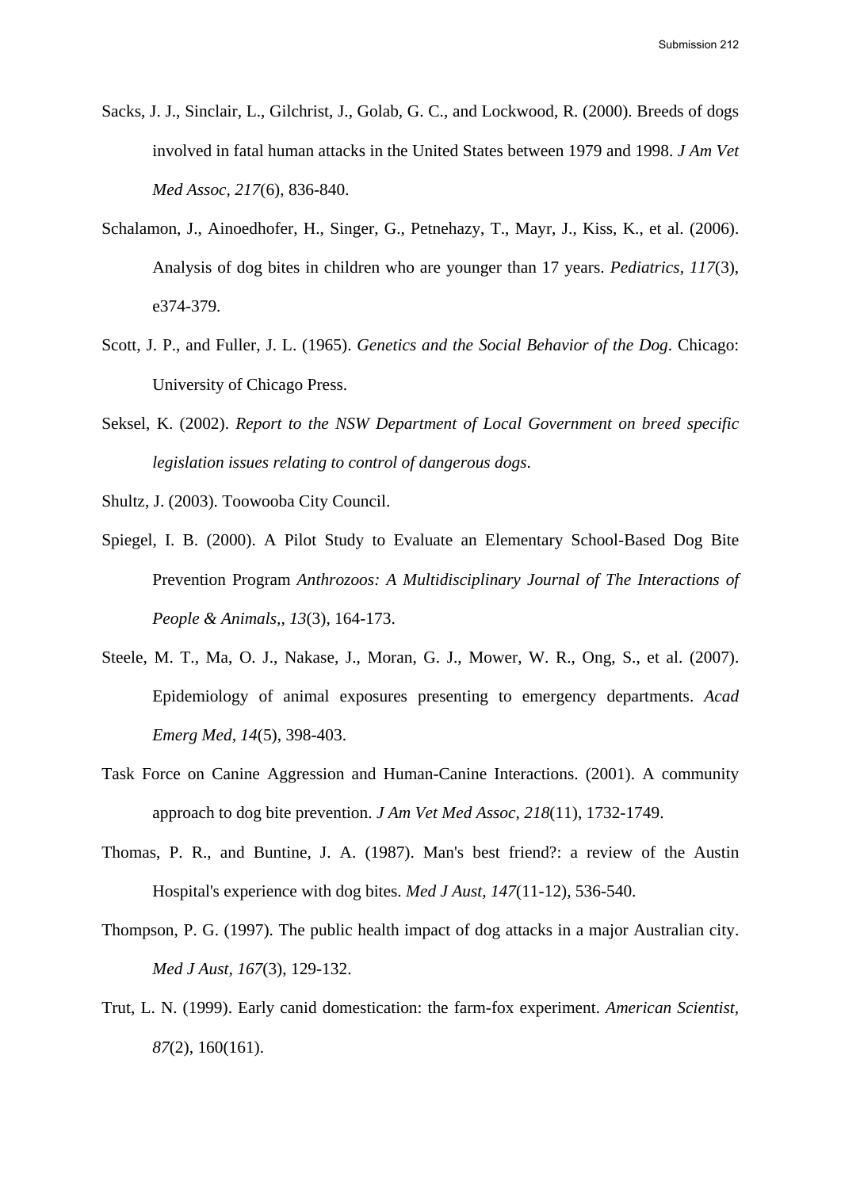Sacks, J. J., Sinclair, L., Gilchrist, J., Golab, G. C., and Lockwood, R. (2000). Breeds of dogs involved in fatal human attacks in the United States between 1979 and 1998. *J Am Vet Med Assoc, 217*(6), 836-840.

Schalamon, J., Ainoedhofer, H., Singer, G., Petnehazy, T., Mayr, J., Kiss, K., et al. (2006). Analysis of dog bites in children who are younger than 17 years. *Pediatrics, 117*(3), e374-379.

Scott, J. P., and Fuller, J. L. (1965). *Genetics and the Social Behavior of the Dog*. Chicago: University of Chicago Press.

Seksel, K. (2002). *Report to the NSW Department of Local Government on breed specific legislation issues relating to control of dangerous dogs*.

Shultz, J. (2003). Toowooba City Council.

Spiegel, I. B. (2000). A Pilot Study to Evaluate an Elementary School-Based Dog Bite Prevention Program *Anthrozoos: A Multidisciplinary Journal of The Interactions of People & Animals,, 13*(3), 164-173.

Steele, M. T., Ma, O. J., Nakase, J., Moran, G. J., Mower, W. R., Ong, S., et al. (2007). Epidemiology of animal exposures presenting to emergency departments. *Acad Emerg Med, 14*(5), 398-403.

Task Force on Canine Aggression and Human-Canine Interactions. (2001). A community approach to dog bite prevention. *J Am Vet Med Assoc, 218*(11), 1732-1749.

Thomas, P. R., and Buntine, J. A. (1987). Man's best friend?: a review of the Austin Hospital's experience with dog bites. *Med J Aust, 147*(11-12), 536-540.

Thompson, P. G. (1997). The public health impact of dog attacks in a major Australian city. *Med J Aust, 167*(3), 129-132.

Trut, L. N. (1999). Early canid domestication: the farm-fox experiment. *American Scientist, 87*(2), 160(161).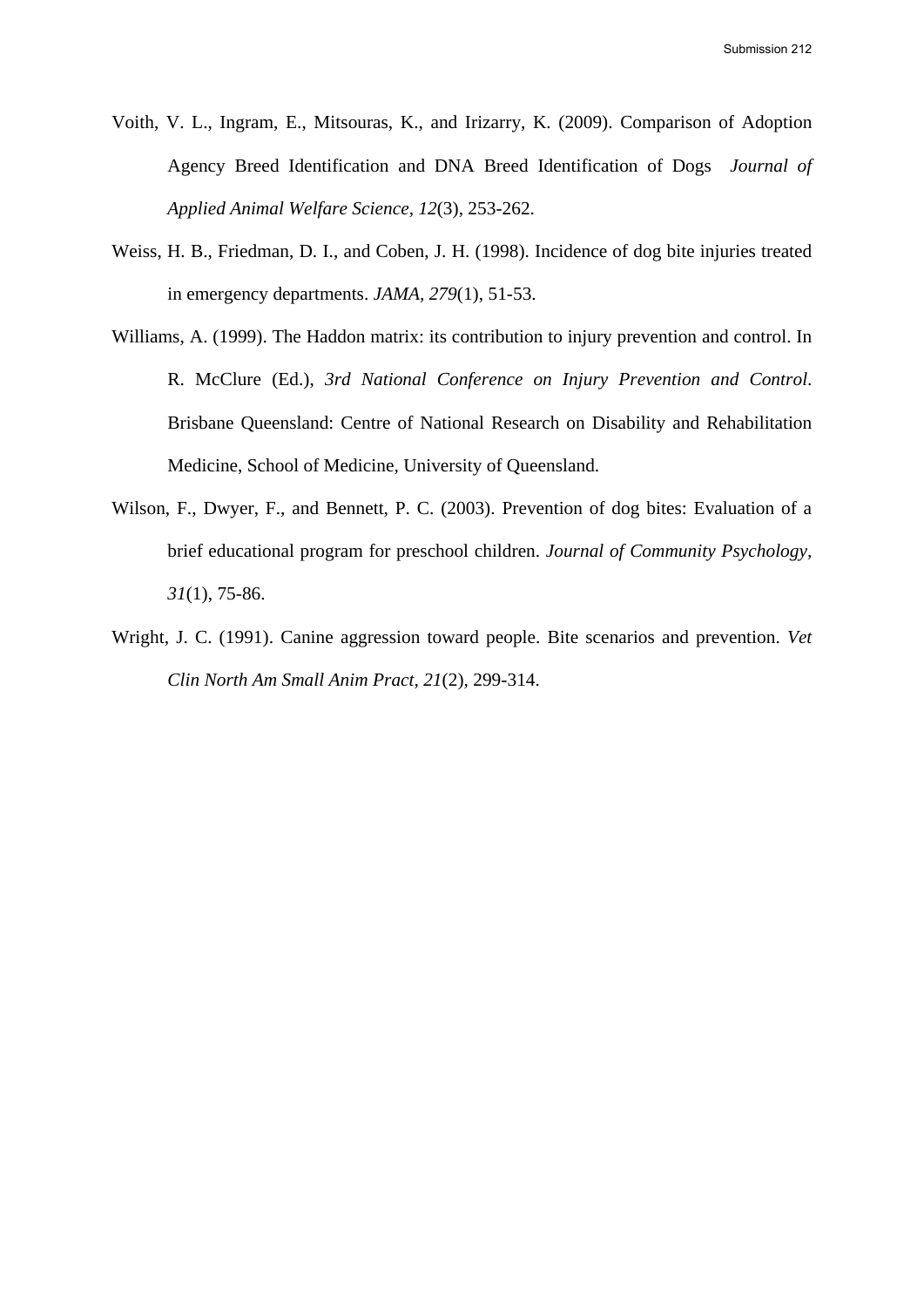Voith, V. L., Ingram, E., Mitsouras, K., and Irizarry, K. (2009). Comparison of Adoption Agency Breed Identification and DNA Breed Identification of Dogs *Journal of Applied Animal Welfare Science, 12*(3), 253-262.

Weiss, H. B., Friedman, D. I., and Coben, J. H. (1998). Incidence of dog bite injuries treated in emergency departments. *JAMA, 279*(1), 51-53.

Williams, A. (1999). The Haddon matrix: its contribution to injury prevention and control. In R. McClure (Ed.), *3rd National Conference on Injury Prevention and Control*. Brisbane Queensland: Centre of National Research on Disability and Rehabilitation Medicine, School of Medicine, University of Queensland.

Wilson, F., Dwyer, F., and Bennett, P. C. (2003). Prevention of dog bites: Evaluation of a brief educational program for preschool children. *Journal of Community Psychology, 31*(1), 75-86.

Wright, J. C. (1991). Canine aggression toward people. Bite scenarios and prevention. *Vet Clin North Am Small Anim Pract, 21*(2), 299-314.